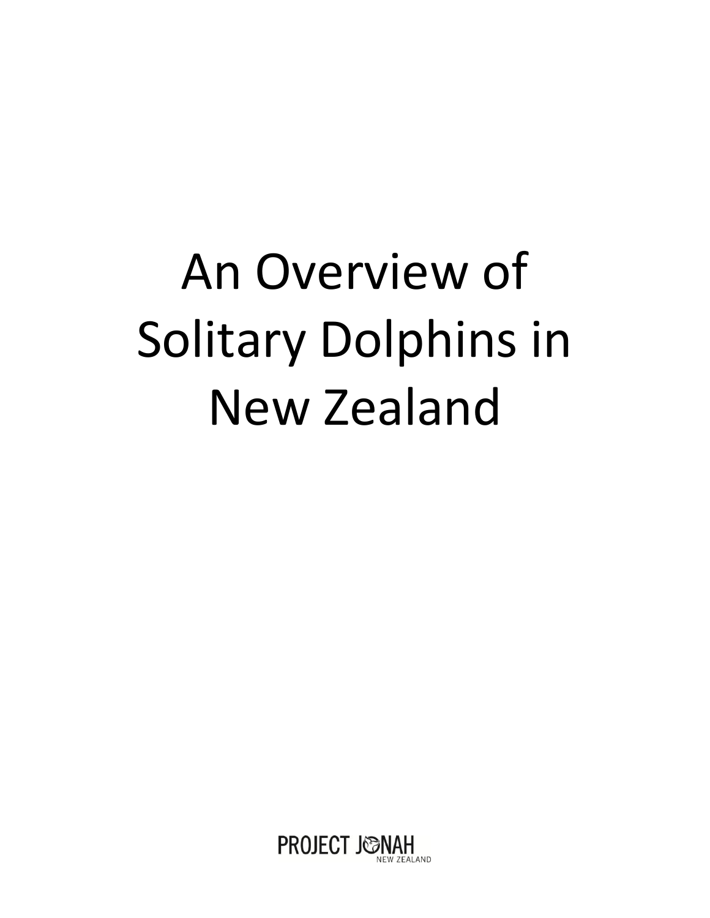# An Overview of Solitary Dolphins in New Zealand

PROJECT JONAH
NEW ZEALAND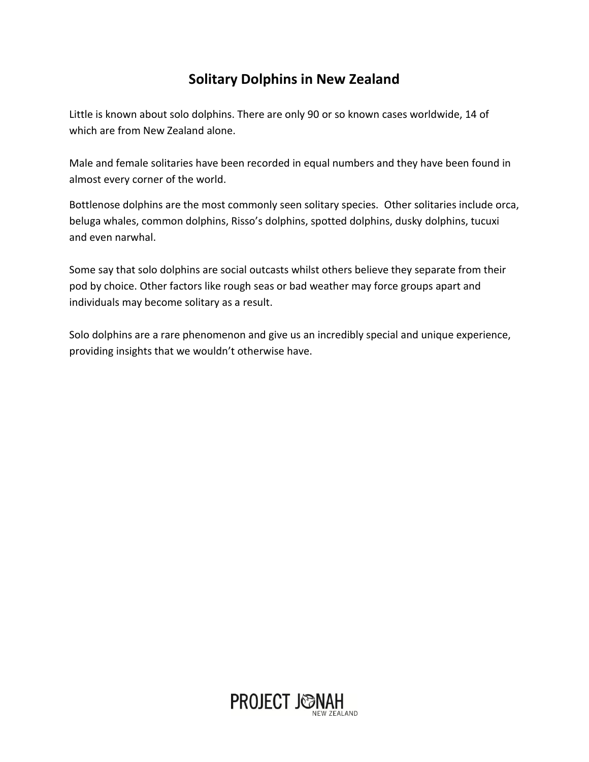# Solitary Dolphins in New Zealand

Little is known about solo dolphins. There are only 90 or so known cases worldwide, 14 of which are from New Zealand alone.

Male and female solitaries have been recorded in equal numbers and they have been found in almost every corner of the world.

Bottlenose dolphins are the most commonly seen solitary species. Other solitaries include orca, beluga whales, common dolphins, Risso's dolphins, spotted dolphins, dusky dolphins, tucuxi and even narwhal.

Some say that solo dolphins are social outcasts whilst others believe they separate from their pod by choice. Other factors like rough seas or bad weather may force groups apart and individuals may become solitary as a result.

Solo dolphins are a rare phenomenon and give us an incredibly special and unique experience, providing insights that we wouldn't otherwise have.

PROJECT JONAH NEW ZEALAND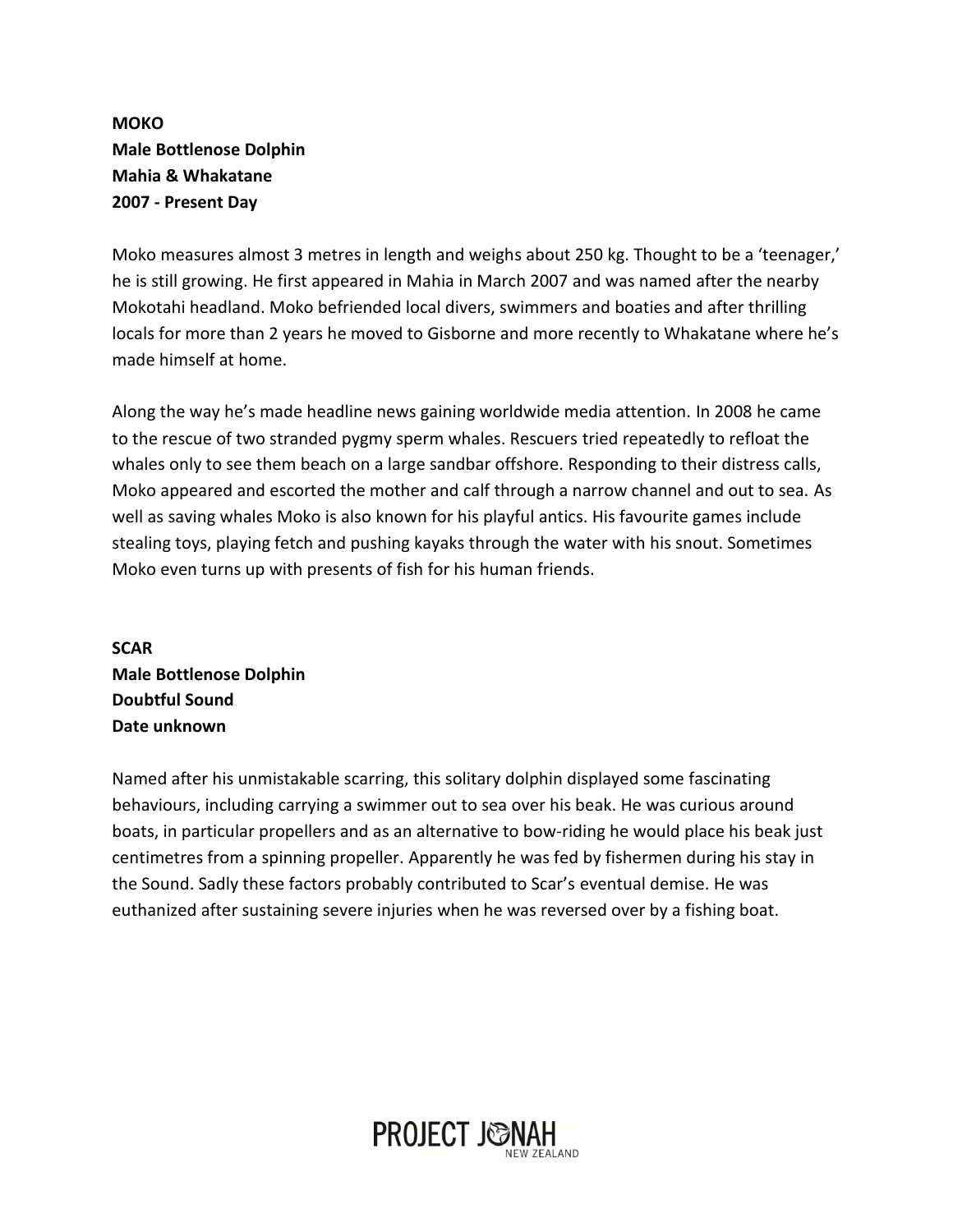**MOKO**
**Male Bottlenose Dolphin**
**Mahia & Whakatane**
**2007 - Present Day**

Moko measures almost 3 metres in length and weighs about 250 kg. Thought to be a 'teenager,' he is still growing. He first appeared in Mahia in March 2007 and was named after the nearby Mokotahi headland. Moko befriended local divers, swimmers and boaties and after thrilling locals for more than 2 years he moved to Gisborne and more recently to Whakatane where he's made himself at home.

Along the way he's made headline news gaining worldwide media attention. In 2008 he came to the rescue of two stranded pygmy sperm whales. Rescuers tried repeatedly to refloat the whales only to see them beach on a large sandbar offshore. Responding to their distress calls, Moko appeared and escorted the mother and calf through a narrow channel and out to sea. As well as saving whales Moko is also known for his playful antics. His favourite games include stealing toys, playing fetch and pushing kayaks through the water with his snout. Sometimes Moko even turns up with presents of fish for his human friends.

**SCAR**
**Male Bottlenose Dolphin**
**Doubtful Sound**
**Date unknown**

Named after his unmistakable scarring, this solitary dolphin displayed some fascinating behaviours, including carrying a swimmer out to sea over his beak. He was curious around boats, in particular propellers and as an alternative to bow-riding he would place his beak just centimetres from a spinning propeller. Apparently he was fed by fishermen during his stay in the Sound. Sadly these factors probably contributed to Scar's eventual demise. He was euthanized after sustaining severe injuries when he was reversed over by a fishing boat.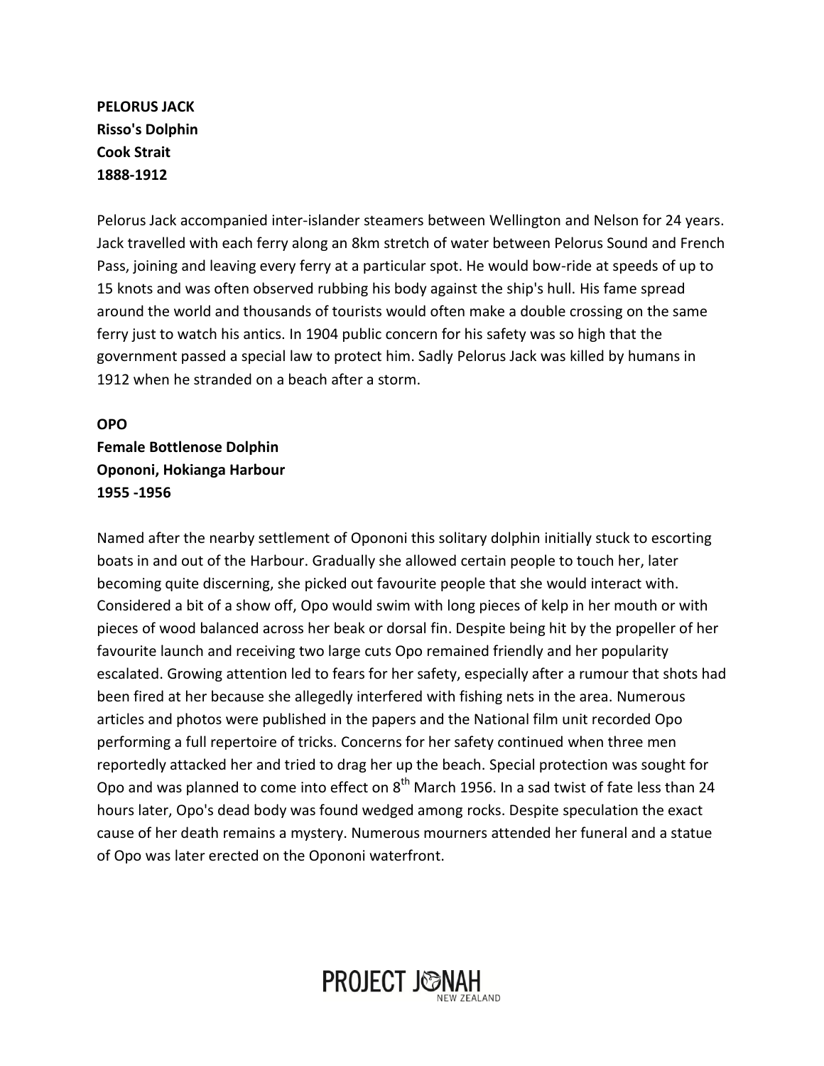**PELORUS JACK**
**Risso's Dolphin**
**Cook Strait**
**1888-1912**

Pelorus Jack accompanied inter-islander steamers between Wellington and Nelson for 24 years. Jack travelled with each ferry along an 8km stretch of water between Pelorus Sound and French Pass, joining and leaving every ferry at a particular spot. He would bow-ride at speeds of up to 15 knots and was often observed rubbing his body against the ship's hull. His fame spread around the world and thousands of tourists would often make a double crossing on the same ferry just to watch his antics. In 1904 public concern for his safety was so high that the government passed a special law to protect him. Sadly Pelorus Jack was killed by humans in 1912 when he stranded on a beach after a storm.

**OPO**
**Female Bottlenose Dolphin**
**Opononi, Hokianga Harbour**
**1955 -1956**

Named after the nearby settlement of Opononi this solitary dolphin initially stuck to escorting boats in and out of the Harbour. Gradually she allowed certain people to touch her, later becoming quite discerning, she picked out favourite people that she would interact with. Considered a bit of a show off, Opo would swim with long pieces of kelp in her mouth or with pieces of wood balanced across her beak or dorsal fin. Despite being hit by the propeller of her favourite launch and receiving two large cuts Opo remained friendly and her popularity escalated. Growing attention led to fears for her safety, especially after a rumour that shots had been fired at her because she allegedly interfered with fishing nets in the area. Numerous articles and photos were published in the papers and the National film unit recorded Opo performing a full repertoire of tricks. Concerns for her safety continued when three men reportedly attacked her and tried to drag her up the beach. Special protection was sought for Opo and was planned to come into effect on 8th March 1956. In a sad twist of fate less than 24 hours later, Opo's dead body was found wedged among rocks. Despite speculation the exact cause of her death remains a mystery. Numerous mourners attended her funeral and a statue of Opo was later erected on the Opononi waterfront.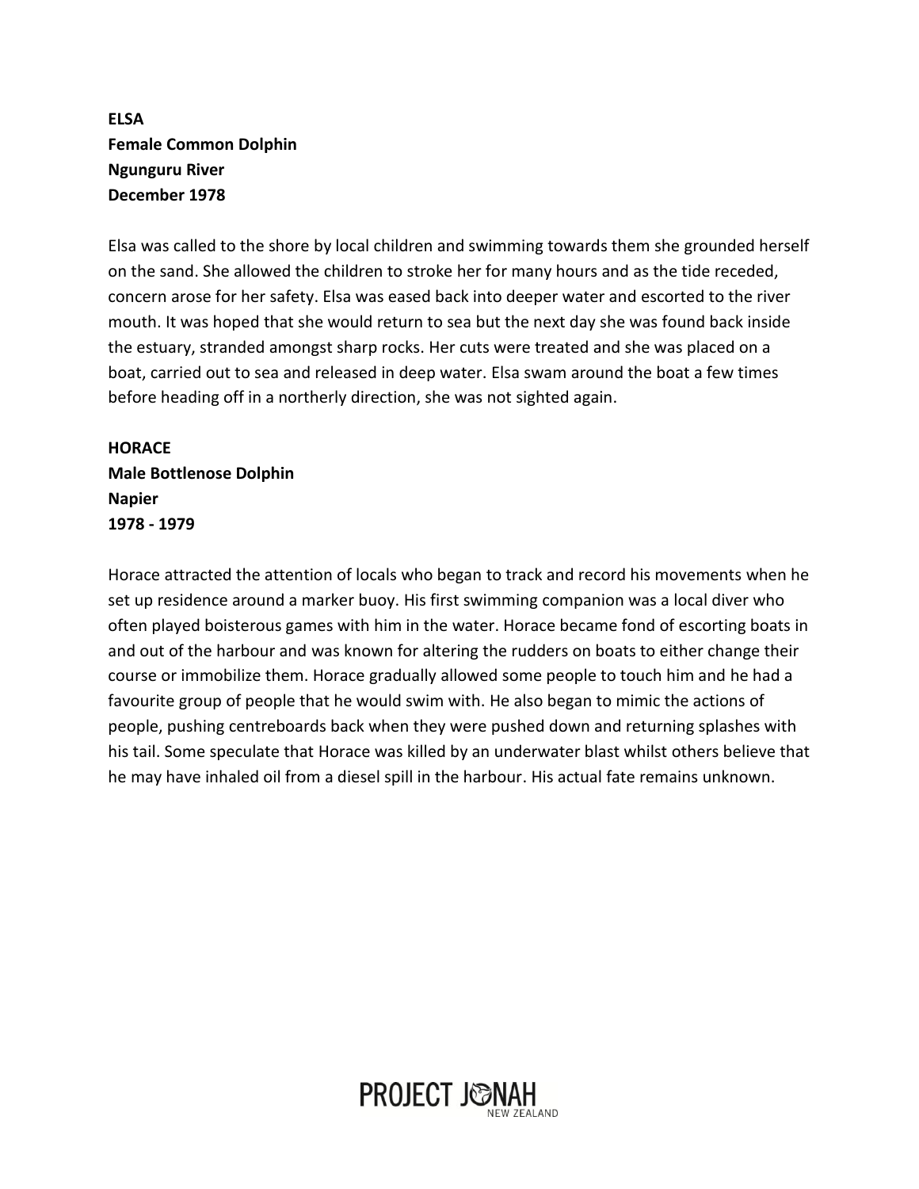**ELSA**
**Female Common Dolphin**
**Ngunguru River**
**December 1978**

Elsa was called to the shore by local children and swimming towards them she grounded herself on the sand. She allowed the children to stroke her for many hours and as the tide receded, concern arose for her safety. Elsa was eased back into deeper water and escorted to the river mouth. It was hoped that she would return to sea but the next day she was found back inside the estuary, stranded amongst sharp rocks. Her cuts were treated and she was placed on a boat, carried out to sea and released in deep water. Elsa swam around the boat a few times before heading off in a northerly direction, she was not sighted again.

**HORACE**
**Male Bottlenose Dolphin**
**Napier**
**1978 - 1979**

Horace attracted the attention of locals who began to track and record his movements when he set up residence around a marker buoy. His first swimming companion was a local diver who often played boisterous games with him in the water. Horace became fond of escorting boats in and out of the harbour and was known for altering the rudders on boats to either change their course or immobilize them. Horace gradually allowed some people to touch him and he had a favourite group of people that he would swim with. He also began to mimic the actions of people, pushing centreboards back when they were pushed down and returning splashes with his tail. Some speculate that Horace was killed by an underwater blast whilst others believe that he may have inhaled oil from a diesel spill in the harbour. His actual fate remains unknown.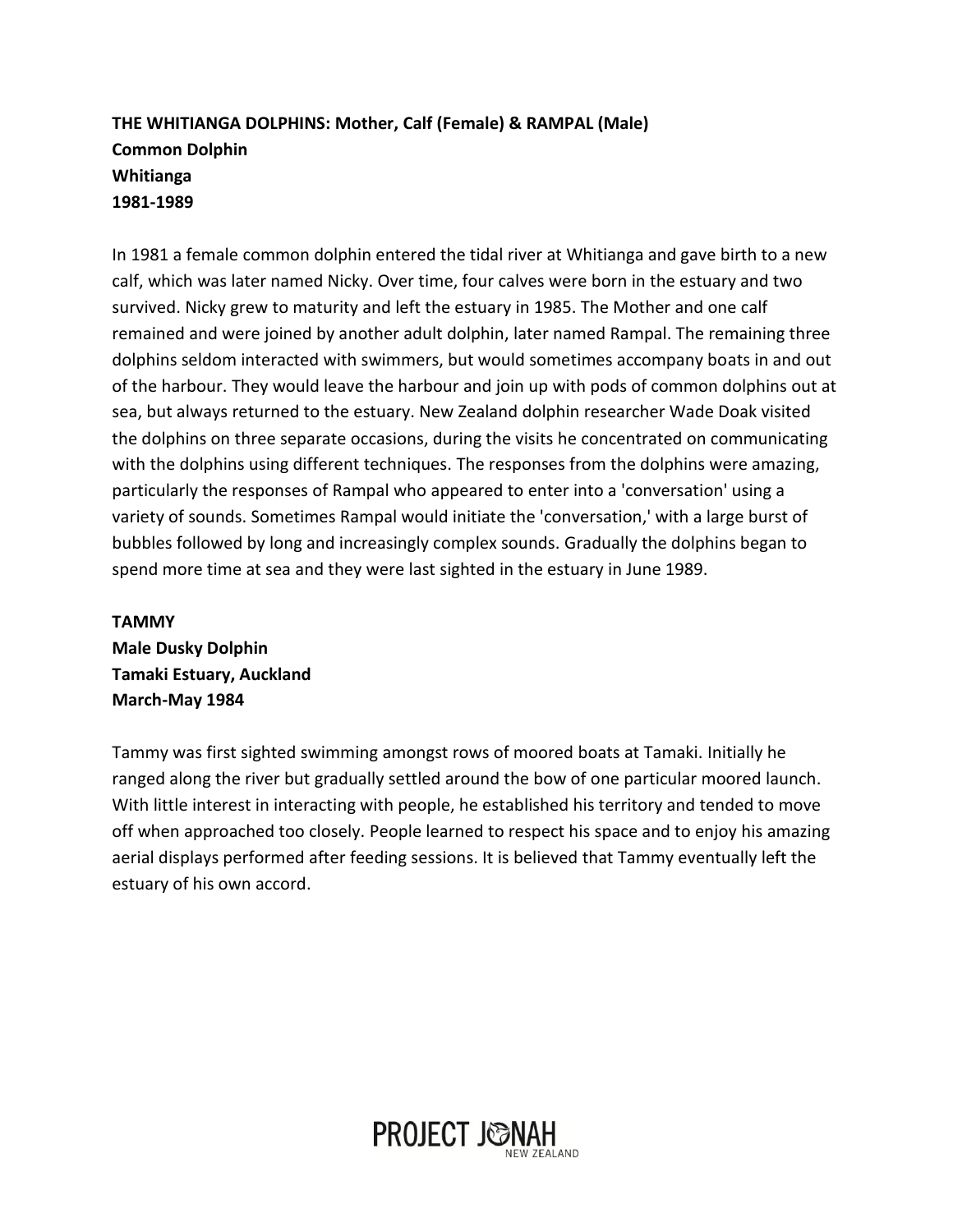**THE WHITIANGA DOLPHINS: Mother, Calf (Female) & RAMPAL (Male)**
**Common Dolphin**
**Whitianga**
**1981-1989**

In 1981 a female common dolphin entered the tidal river at Whitianga and gave birth to a new calf, which was later named Nicky. Over time, four calves were born in the estuary and two survived. Nicky grew to maturity and left the estuary in 1985. The Mother and one calf remained and were joined by another adult dolphin, later named Rampal. The remaining three dolphins seldom interacted with swimmers, but would sometimes accompany boats in and out of the harbour. They would leave the harbour and join up with pods of common dolphins out at sea, but always returned to the estuary. New Zealand dolphin researcher Wade Doak visited the dolphins on three separate occasions, during the visits he concentrated on communicating with the dolphins using different techniques. The responses from the dolphins were amazing, particularly the responses of Rampal who appeared to enter into a 'conversation' using a variety of sounds. Sometimes Rampal would initiate the 'conversation,' with a large burst of bubbles followed by long and increasingly complex sounds. Gradually the dolphins began to spend more time at sea and they were last sighted in the estuary in June 1989.

**TAMMY**
**Male Dusky Dolphin**
**Tamaki Estuary, Auckland**
**March-May 1984**

Tammy was first sighted swimming amongst rows of moored boats at Tamaki. Initially he ranged along the river but gradually settled around the bow of one particular moored launch. With little interest in interacting with people, he established his territory and tended to move off when approached too closely. People learned to respect his space and to enjoy his amazing aerial displays performed after feeding sessions. It is believed that Tammy eventually left the estuary of his own accord.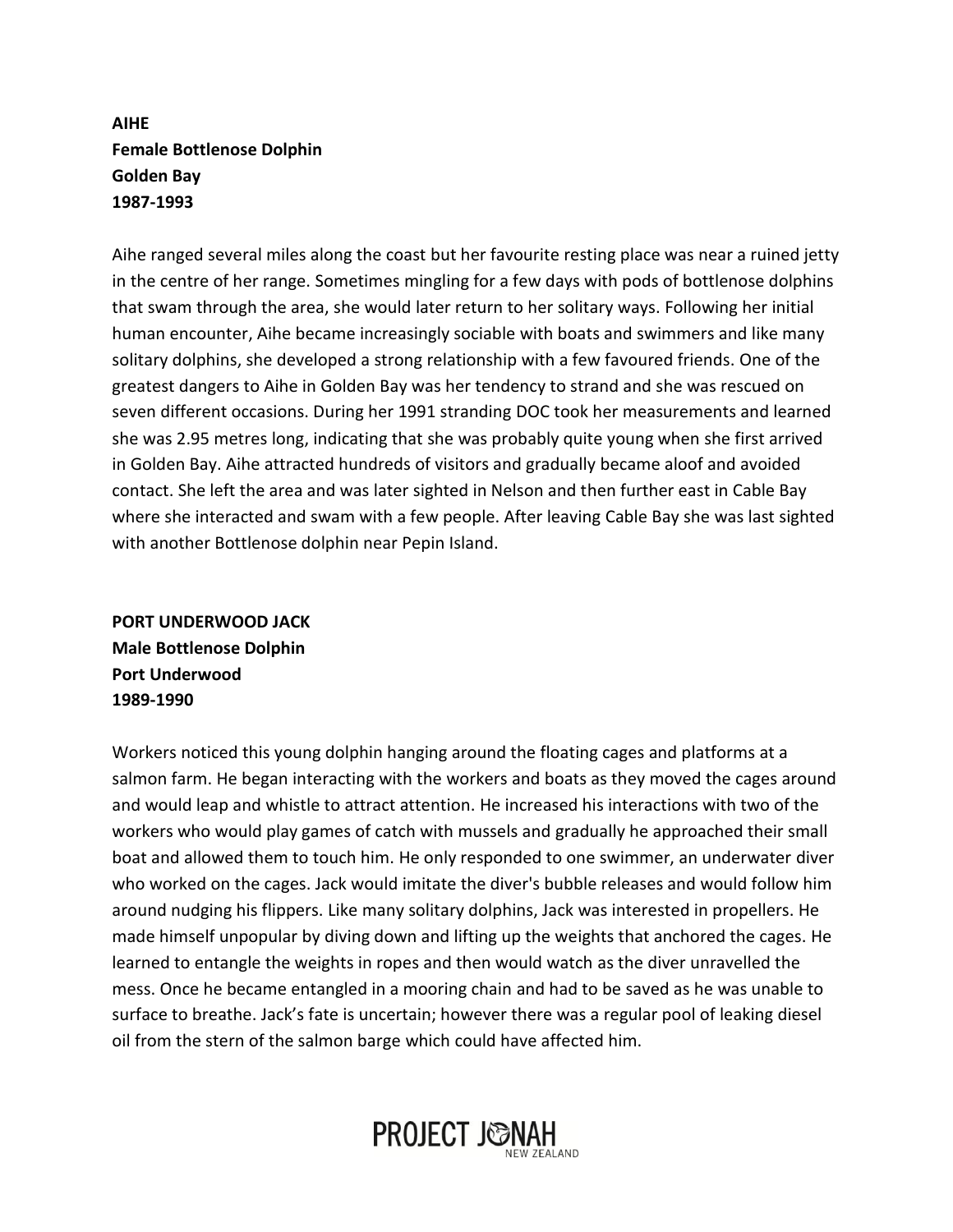**AIHE**
**Female Bottlenose Dolphin**
**Golden Bay**
**1987-1993**

Aihe ranged several miles along the coast but her favourite resting place was near a ruined jetty in the centre of her range. Sometimes mingling for a few days with pods of bottlenose dolphins that swam through the area, she would later return to her solitary ways. Following her initial human encounter, Aihe became increasingly sociable with boats and swimmers and like many solitary dolphins, she developed a strong relationship with a few favoured friends. One of the greatest dangers to Aihe in Golden Bay was her tendency to strand and she was rescued on seven different occasions. During her 1991 stranding DOC took her measurements and learned she was 2.95 metres long, indicating that she was probably quite young when she first arrived in Golden Bay. Aihe attracted hundreds of visitors and gradually became aloof and avoided contact. She left the area and was later sighted in Nelson and then further east in Cable Bay where she interacted and swam with a few people. After leaving Cable Bay she was last sighted with another Bottlenose dolphin near Pepin Island.

**PORT UNDERWOOD JACK**
**Male Bottlenose Dolphin**
**Port Underwood**
**1989-1990**

Workers noticed this young dolphin hanging around the floating cages and platforms at a salmon farm. He began interacting with the workers and boats as they moved the cages around and would leap and whistle to attract attention. He increased his interactions with two of the workers who would play games of catch with mussels and gradually he approached their small boat and allowed them to touch him. He only responded to one swimmer, an underwater diver who worked on the cages. Jack would imitate the diver's bubble releases and would follow him around nudging his flippers. Like many solitary dolphins, Jack was interested in propellers. He made himself unpopular by diving down and lifting up the weights that anchored the cages. He learned to entangle the weights in ropes and then would watch as the diver unravelled the mess. Once he became entangled in a mooring chain and had to be saved as he was unable to surface to breathe. Jack's fate is uncertain; however there was a regular pool of leaking diesel oil from the stern of the salmon barge which could have affected him.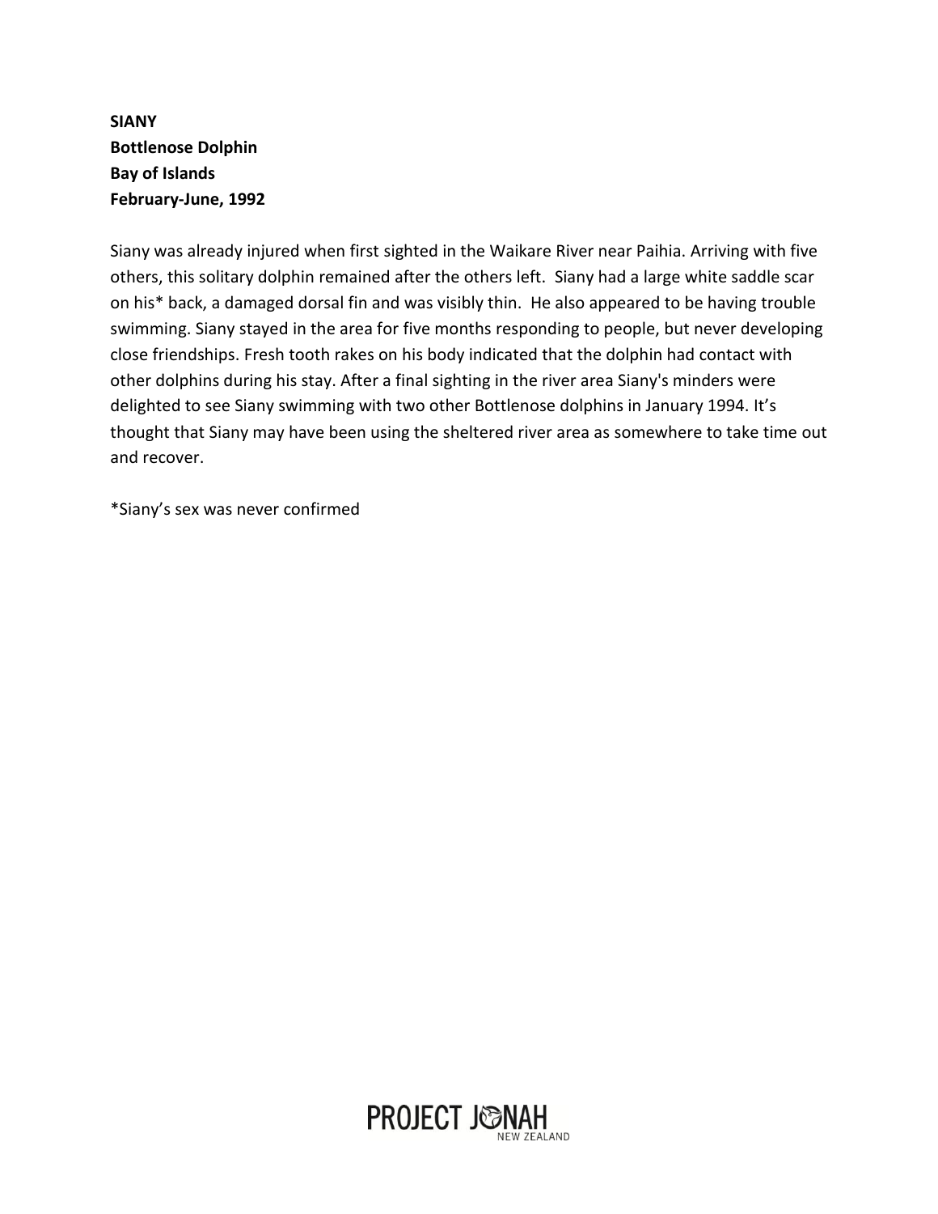**SIANY**
**Bottlenose Dolphin**
**Bay of Islands**
**February-June, 1992**

Siany was already injured when first sighted in the Waikare River near Paihia. Arriving with five others, this solitary dolphin remained after the others left. Siany had a large white saddle scar on his* back, a damaged dorsal fin and was visibly thin. He also appeared to be having trouble swimming. Siany stayed in the area for five months responding to people, but never developing close friendships. Fresh tooth rakes on his body indicated that the dolphin had contact with other dolphins during his stay. After a final sighting in the river area Siany's minders were delighted to see Siany swimming with two other Bottlenose dolphins in January 1994. It's thought that Siany may have been using the sheltered river area as somewhere to take time out and recover.

*Siany's sex was never confirmed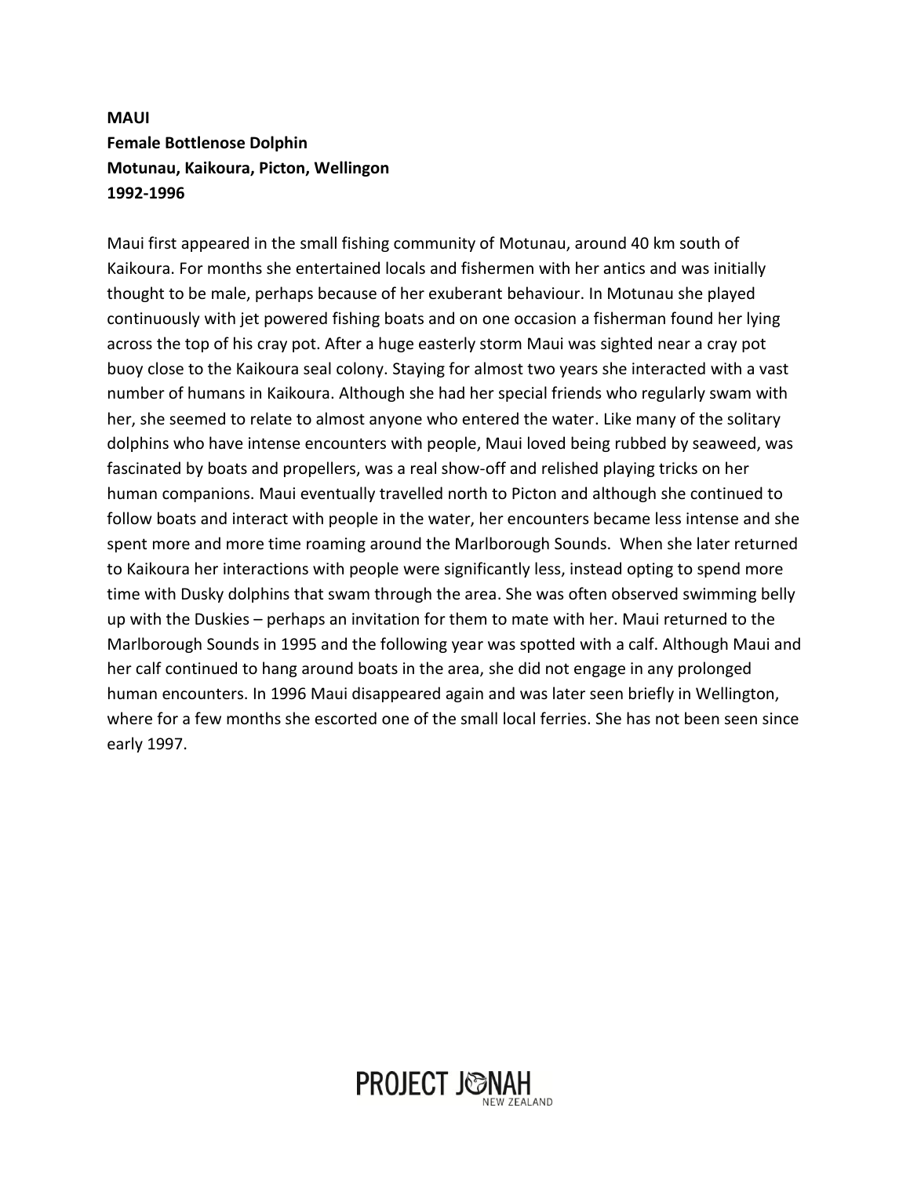**MAUI**
**Female Bottlenose Dolphin**
**Motunau, Kaikoura, Picton, Wellingon**
**1992-1996**

Maui first appeared in the small fishing community of Motunau, around 40 km south of Kaikoura. For months she entertained locals and fishermen with her antics and was initially thought to be male, perhaps because of her exuberant behaviour. In Motunau she played continuously with jet powered fishing boats and on one occasion a fisherman found her lying across the top of his cray pot. After a huge easterly storm Maui was sighted near a cray pot buoy close to the Kaikoura seal colony. Staying for almost two years she interacted with a vast number of humans in Kaikoura. Although she had her special friends who regularly swam with her, she seemed to relate to almost anyone who entered the water. Like many of the solitary dolphins who have intense encounters with people, Maui loved being rubbed by seaweed, was fascinated by boats and propellers, was a real show-off and relished playing tricks on her human companions. Maui eventually travelled north to Picton and although she continued to follow boats and interact with people in the water, her encounters became less intense and she spent more and more time roaming around the Marlborough Sounds. When she later returned to Kaikoura her interactions with people were significantly less, instead opting to spend more time with Dusky dolphins that swam through the area. She was often observed swimming belly up with the Duskies – perhaps an invitation for them to mate with her. Maui returned to the Marlborough Sounds in 1995 and the following year was spotted with a calf. Although Maui and her calf continued to hang around boats in the area, she did not engage in any prolonged human encounters. In 1996 Maui disappeared again and was later seen briefly in Wellington, where for a few months she escorted one of the small local ferries. She has not been seen since early 1997.